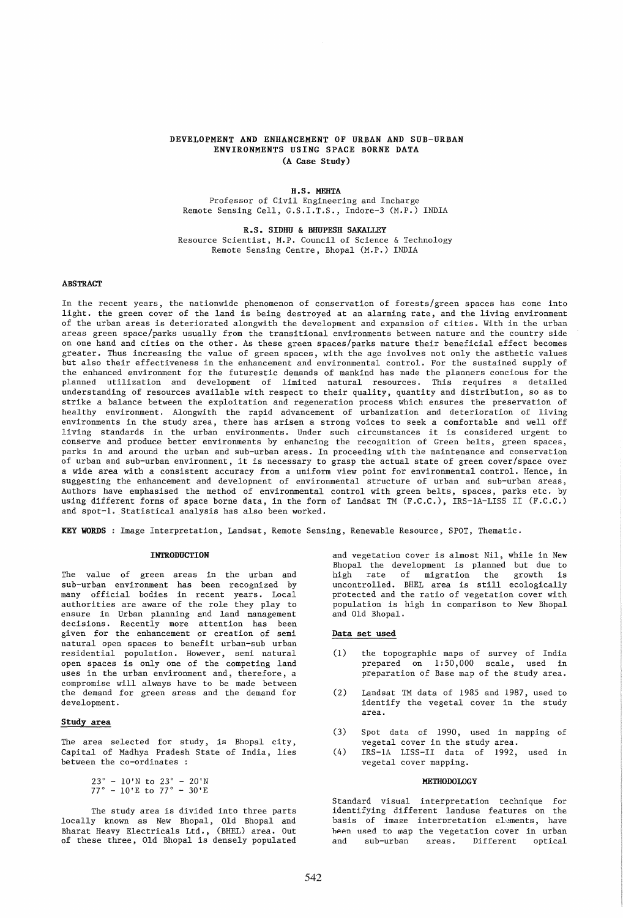# DEVELOPMENT AND ENHANCEMENT OF URBAN AND SUB-URBAN ENVIRONMENTS USING SPACE BORNE DATA
(A Case Study)

**H.S. MEHTA**
Professor of Civil Engineering and Incharge
Remote Sensing Cell, G.S.I.T.S., Indore-3 (M.P.) INDIA

**R.S. SIDHU & BHUPESH SAKALLEY**
Resource Scientist, M.P. Council of Science & Technology
Remote Sensing Centre, Bhopal (M.P.) INDIA

## ABSTRACT

In the recent years, the nationwide phenomenon of conservation of forests/green spaces has come into light. the green cover of the land is being destroyed at an alarming rate, and the living environment of the urban areas is deteriorated alongwith the development and expansion of cities. With in the urban areas green space/parks usually from the transitional environments between nature and the country side on one hand and cities on the other. As these green spaces/parks mature their beneficial effect becomes greater. Thus increasing the value of green spaces, with the age involves not only the asthetic values but also their effectiveness in the enhancement and environmental control. For the sustained supply of the enhanced environment for the futurestic demands of mankind has made the planners concious for the planned utilization and development of limited natural resources. This requires a detailed understanding of resources available with respect to their quality, quantity and distribution, so as to strike a balance between the exploitation and regeneration process which ensures the preservation of healthy environment. Alongwith the rapid advancement of urbanization and deterioration of living environments in the study area, there has arisen a strong voices to seek a comfortable and well off living standards in the urban environments. Under such circumstances it is considered urgent to conserve and produce better environments by enhancing the recognition of Green belts, green spaces, parks in and around the urban and sub-urban areas. In proceeding with the maintenance and conservation of urban and sub-urban environment, it is necessary to grasp the actual state of green cover/space over a wide area with a consistent accuracy from a uniform view point for environmental control. Hence, in suggesting the enhancement and development of environmental structure of urban and sub-urban areas, Authors have emphasised the method of environmental control with green belts, spaces, parks etc. by using different forms of space borne data, in the form of Landsat TM (F.C.C.), IRS-1A-LISS II (F.C.C.) and spot-1. Statistical analysis has also been worked.

**KEY WORDS** : Image Interpretation, Landsat, Remote Sensing, Renewable Resource, SPOT, Thematic.

## INTRODUCTION

The value of green areas in the urban and sub-urban environment has been recognized by many official bodies in recent years. Local authorities are aware of the role they play to ensure in Urban planning and land management decisions. Recently more attention has been given for the enhancement or creation of semi natural open spaces to benefit urban-sub urban residential population. However, semi natural open spaces is only one of the competing land uses in the urban environment and, therefore, a compromise will always have to be made between the demand for green areas and the demand for development.

### Study area

The area selected for study, is Bhopal city, Capital of Madhya Pradesh State of India, lies between the co-ordinates :

23° - 10'N to 23° - 20'N
77° - 10'E to 77° - 30'E

The study area is divided into three parts locally known as New Bhopal, Old Bhopal and Bharat Heavy Electricals Ltd., (BHEL) area. Out of these three, Old Bhopal is densely populated and vegetation cover is almost Nil, while in New Bhopal the development is planned but due to high rate of migration the growth is uncontrolled. BHEL area is still ecologically protected and the ratio of vegetation cover with population is high in comparison to New Bhopal and Old Bhopal.

### Data set used

(1) the topographic maps of survey of India prepared on 1:50,000 scale, used in preparation of Base map of the study area.

(2) Landsat TM data of 1985 and 1987, used to identify the vegetal cover in the study area.

(3) Spot data of 1990, used in mapping of vegetal cover in the study area.

(4) IRS-1A LISS-II data of 1992, used in vegetal cover mapping.

## METHODOLOGY

Standard visual interpretation technique for identifying different landuse features on the basis of image interpretation elements, have been used to map the vegetation cover in urban and sub-urban areas. Different optical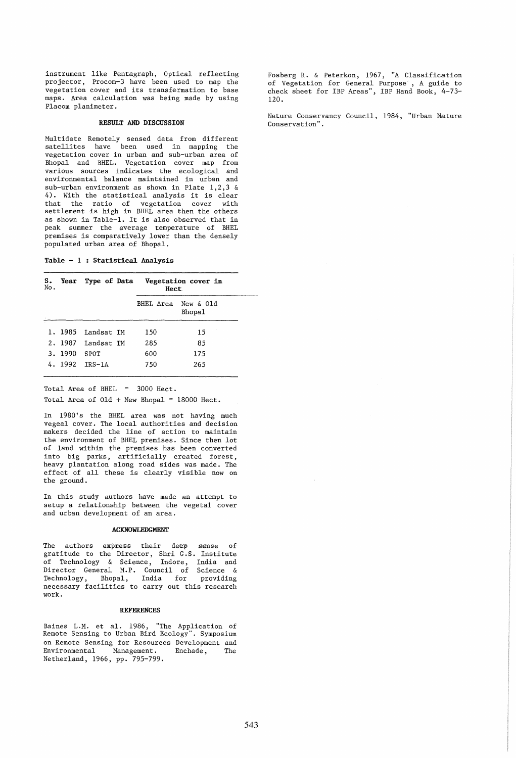instrument like Pentagraph, Optical reflecting projector, Procom-3 have been used to map the vegetation cover and its transfermation to base maps. Area calculation was being made by using Placom planimeter.

## RESULT AND DISCUSSION

Multidate Remotely sensed data from different satellites have been used in mapping the vegetation cover in urban and sub-urban area of Bhopal and BHEL. Vegetation cover map from various sources indicates the ecological and environmental balance maintained in urban and sub-urban environment as shown in Plate 1,2,3 & 4). With the statistical analysis it is clear that the ratio of vegetation cover with settlement is high in BHEL area then the others as shown in Table-1. It is also observed that in peak summer the average temperature of BHEL premises is comparatively lower than the densely populated urban area of Bhopal.

**Table - 1 : Statistical Analysis**

| S. No. | Year | Type of Data | Vegetation cover in Hect | |
|---|---|---|---|---|
| | | | BHEL Area | New & Old Bhopal |
| 1. | 1985 | Landsat TM | 150 | 15 |
| 2. | 1987 | Landsat TM | 285 | 85 |
| 3. | 1990 | SPOT | 600 | 175 |
| 4. | 1992 | IRS-1A | 750 | 265 |

Total Area of BHEL = 3000 Hect.

Total Area of Old + New Bhopal = 18000 Hect.

In 1980's the BHEL area was not having much vegeal cover. The local authorities and decision makers decided the line of action to maintain the environment of BHEL premises. Since then lot of land within the premises has been converted into big parks, artificially created forest, heavy plantation along road sides was made. The effect of all these is clearly visible now on the ground.

In this study authors have made an attempt to setup a relationship between the vegetal cover and urban development of an area.

## ACKNOWLEDGMENT

The authors express their deep sense of gratitude to the Director, Shri G.S. Institute of Technology & Science, Indore, India and Director General M.P. Council of Science & Technology, Bhopal, India for providing necessary facilities to carry out this research work.

## REFERENCES

Baines L.M. et al. 1986, "The Application of Remote Sensing to Urban Bird Ecology". Symposium on Remote Sensing for Resources Development and Environmental Management. Enchade, The Netherland, 1966, pp. 795-799.

Fosberg R. & Peterkon, 1967, "A Classification of Vegetation for General Purpose , A guide to check sheet for IBP Areas", IBP Hand Book, 4-73-120.

Nature Conservancy Council, 1984, "Urban Nature Conservation".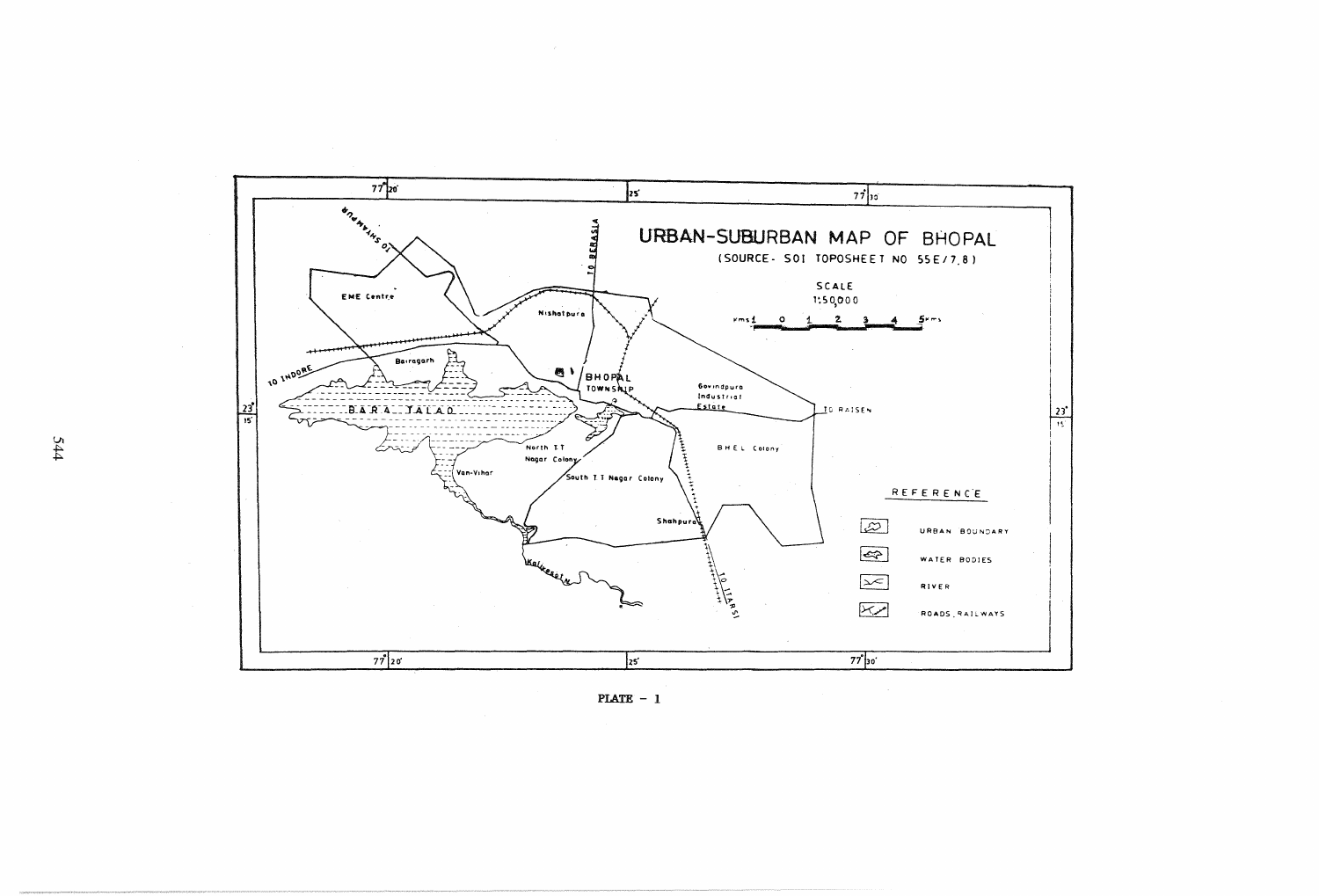# URBAN-SUBURBAN MAP OF BHOPAL

(SOURCE- SOI TOPOSHEET NO 55E/7,8)

SCALE 1:50,000

Kms 1 0 1 2 3 4 5 Kms

77° 20' | 25' | 77° 30'

23° 15'

TO SHYAMPUR

TO BERASIA

EME Centre

Nishatpura

TO INDORE

Bairagarh

BHOPAL TOWNSHIP

Govindpura Industrial Estate

TO RAISEN

BARA TALAO

BHEL Colony

North TT Nagar Colony

Van-Vihar

South TT Nagar Colony

Shahpura

Kaliasot N.

TO ITARSI

REFERENCE

- URBAN BOUNDARY
- WATER BODIES
- RIVER
- ROADS, RAILWAYS

PLATE – 1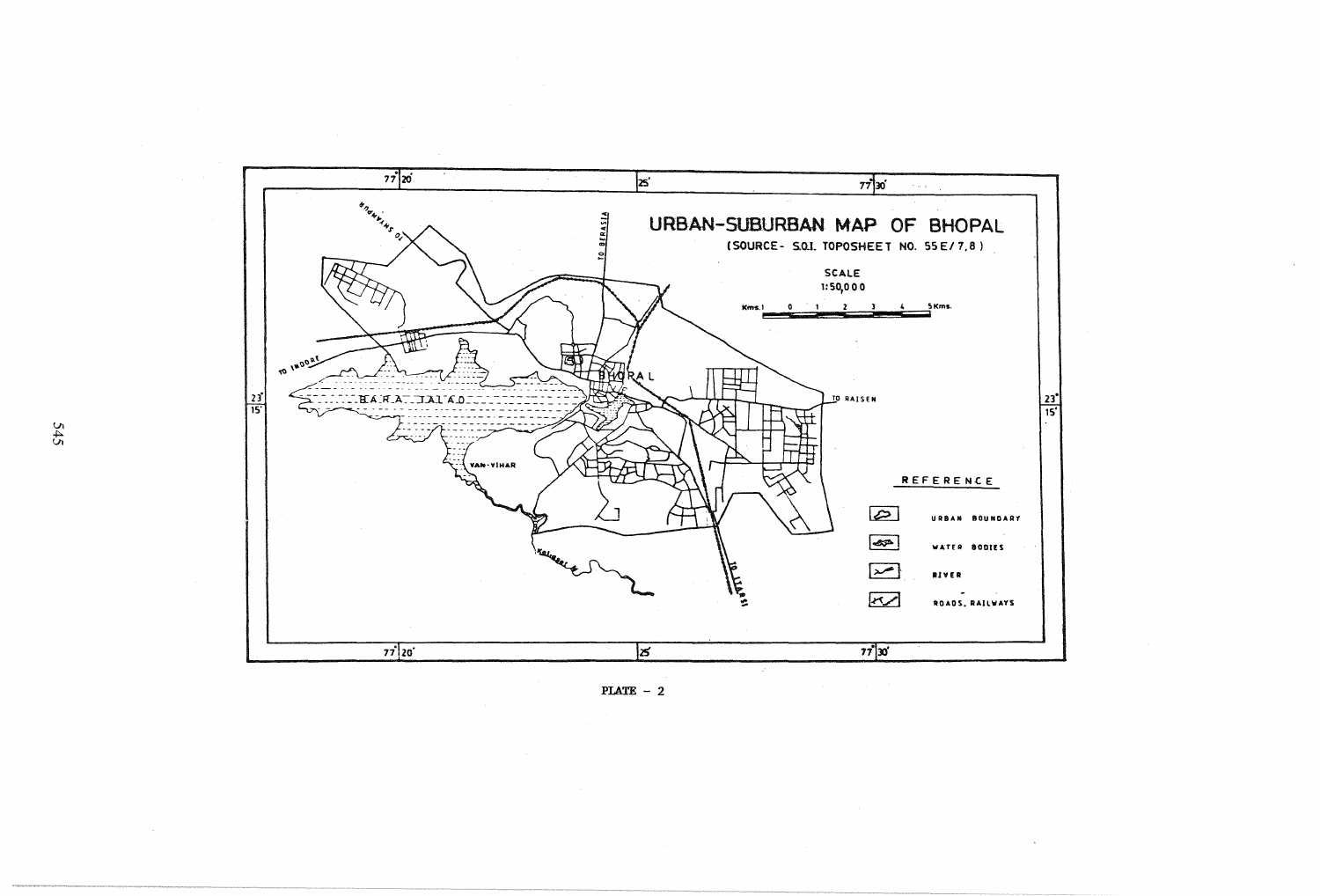# URBAN-SUBURBAN MAP OF BHOPAL

(SOURCE- S.O.I. TOPOSHEET NO. 55E/7,8)

SCALE 1:50,000

Kms. 1 0 1 2 3 4 5 Kms.

77°20' 25' 77°30'

23° 15'

TO SHYAMPUR

TO BERASIA

TO INDORE

BHOPAL

BARA TALAO

TO RAISEN

VAN-VIHAR

Kaliasot R.

TO ITARSI

REFERENCE

URBAN BOUNDARY

WATER BODIES

RIVER

ROADS, RAILWAYS

PLATE – 2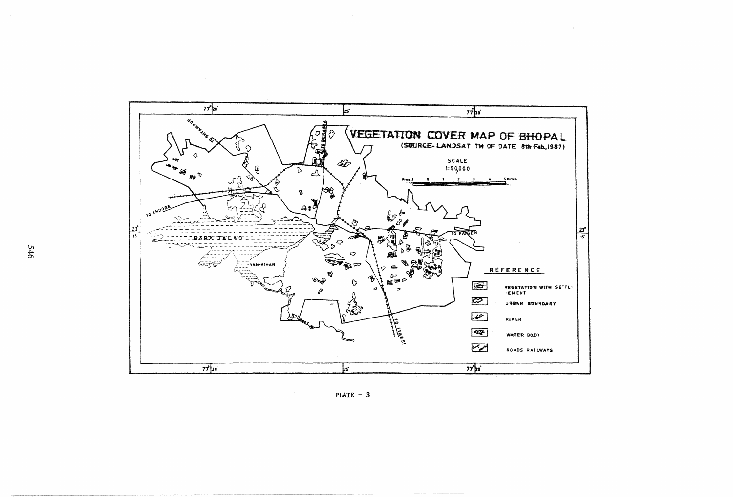# VEGETATION COVER MAP OF BHOPAL

(SOURCE- LANDSAT TM OF DATE 8th Feb.,1987)

SCALE 1:50000

Kms.1 0 1 2 3 4 5Kms.

77°20' 25' 77°30'

23° 15'

TO SHYAMPUR

TO BERASIA

TO INDORE

BARA TALAO

VAN-VIHAR

TO RAISEN

TO ITARSI

KOLANS N.

REFERENCE

- VEGETATION WITH SETTL- -EMENT
- URBAN BOUNDARY
- RIVER
- WATER BODY
- ROADS RAILWAYS

PLATE - 3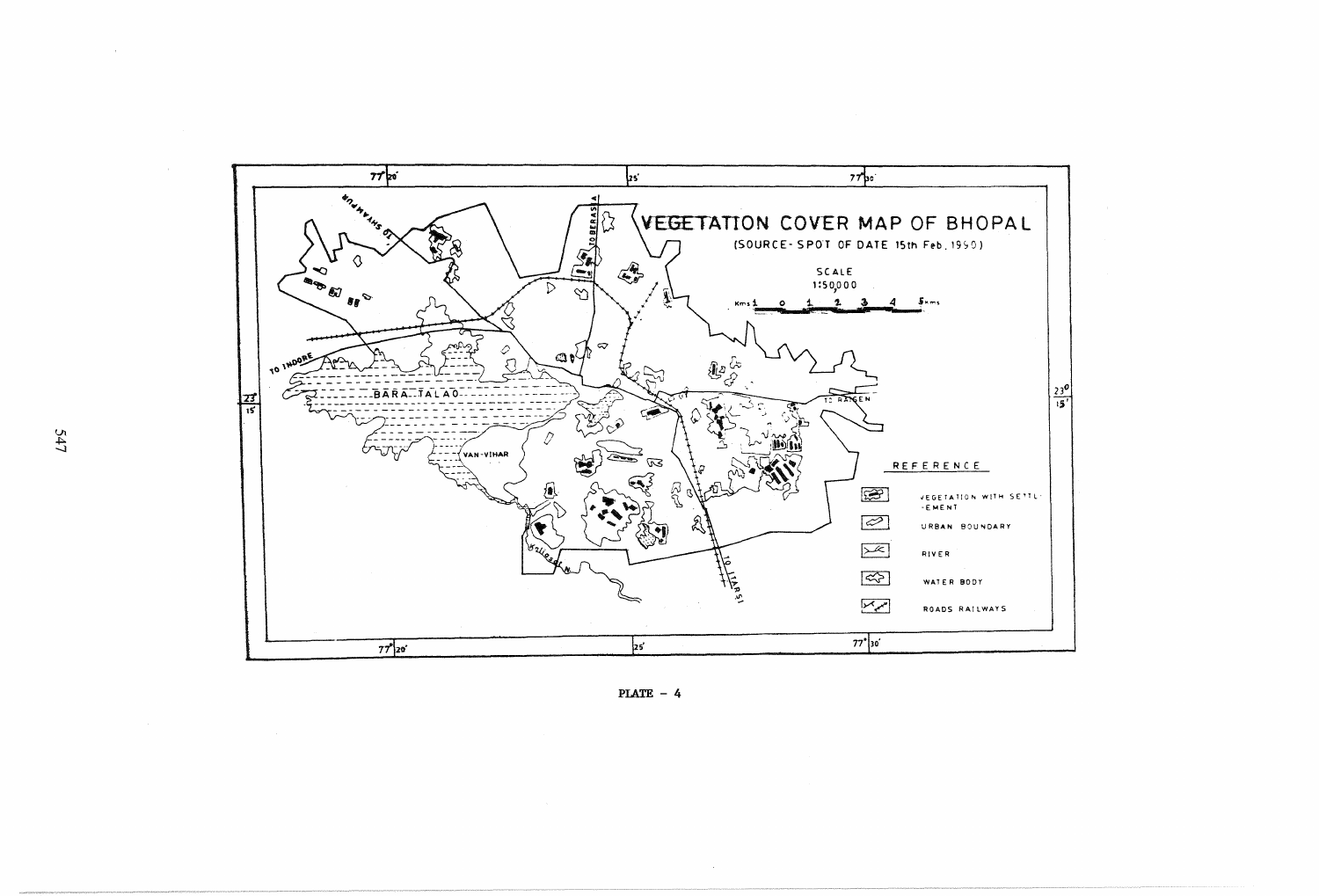VEGETATION COVER MAP OF BHOPAL

(SOURCE- SPOT OF DATE 15th Feb. 1990)

SCALE

1:50,000

Kms 1 0 1 2 3 4 5 Kms

77° 20'

25'

77° 30'

23°

15'

TO SHYAMPUR

TO BERASIA

TO INDORE

BARA TALAO

VAN-VIHAR

TO RAISEN

TO ITARSI

REFERENCE

VEGETATION WITH SETTLEMENT

URBAN BOUNDARY

RIVER

WATER BODY

ROADS RAILWAYS

PLATE – 4